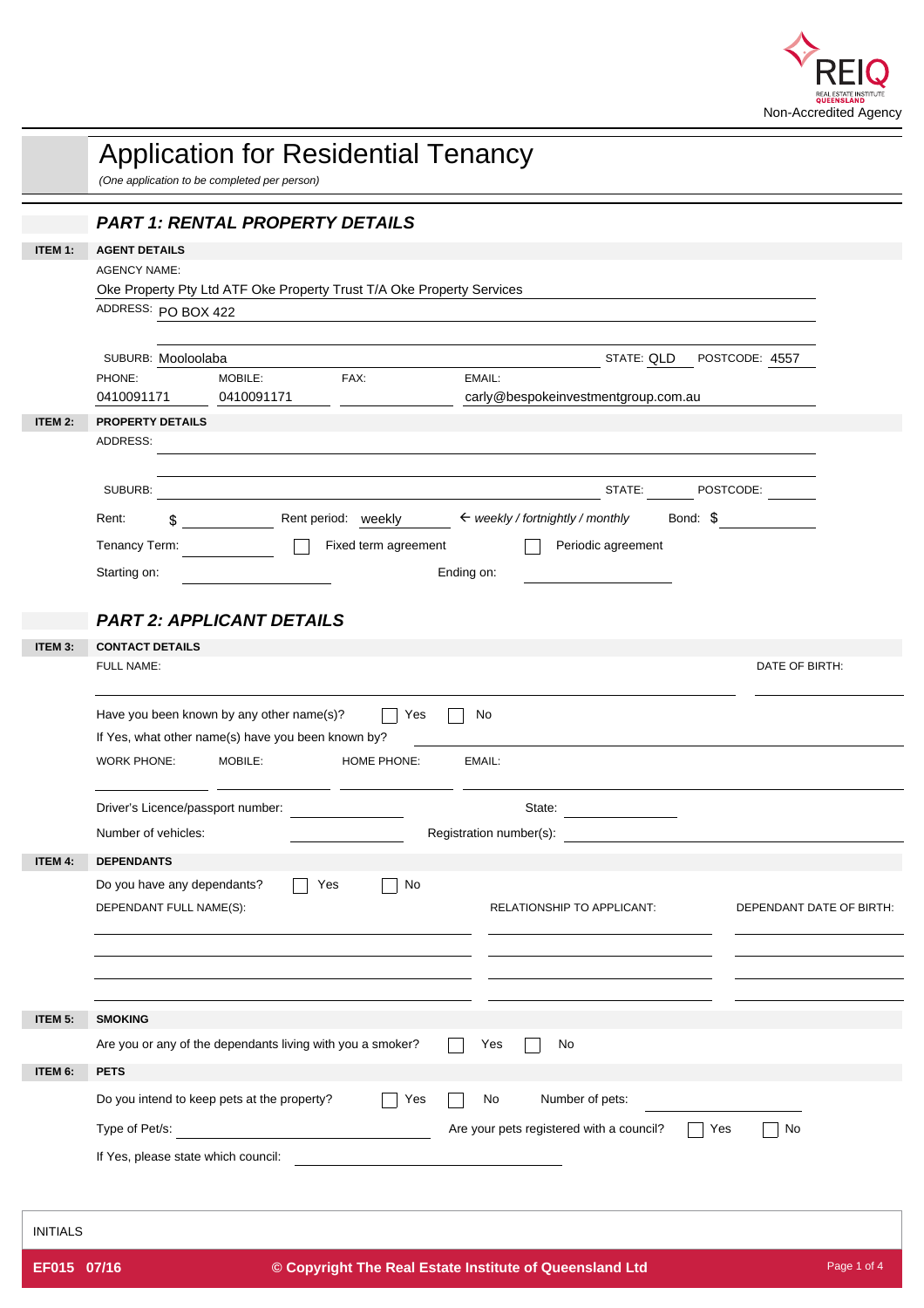REIQ
REAL ESTATE INSTITUTE QUEENSLAND

Non-Accredited Agency

# Application for Residential Tenancy

*(One application to be completed per person)*

## *PART 1: RENTAL PROPERTY DETAILS*

**ITEM 1: AGENT DETAILS**

AGENCY NAME:
Oke Property Pty Ltd ATF Oke Property Trust T/A Oke Property Services

ADDRESS: PO BOX 422

SUBURB: Mooloolaba STATE: QLD POSTCODE: 4557

PHONE: 0410091171 MOBILE: 0410091171 FAX: EMAIL: carly@bespokeinvestmentgroup.com.au

**ITEM 2: PROPERTY DETAILS**

ADDRESS:

SUBURB: STATE: POSTCODE:

Rent: $ Rent period: weekly ← *weekly / fortnightly / monthly* Bond: $

Tenancy Term: ☐ Fixed term agreement ☐ Periodic agreement

Starting on: Ending on:

## *PART 2: APPLICANT DETAILS*

**ITEM 3: CONTACT DETAILS**

FULL NAME: DATE OF BIRTH:

Have you been known by any other name(s)? ☐ Yes ☐ No

If Yes, what other name(s) have you been known by?

WORK PHONE: MOBILE: HOME PHONE: EMAIL:

Driver's Licence/passport number: State:

Number of vehicles: Registration number(s):

**ITEM 4: DEPENDANTS**

Do you have any dependants? ☐ Yes ☐ No

| DEPENDANT FULL NAME(S): | RELATIONSHIP TO APPLICANT: | DEPENDANT DATE OF BIRTH: |
| --- | --- | --- |
| | | |
| | | |
| | | |

**ITEM 5: SMOKING**

Are you or any of the dependants living with you a smoker? ☐ Yes ☐ No

**ITEM 6: PETS**

Do you intend to keep pets at the property? ☐ Yes ☐ No Number of pets:

Type of Pet/s: Are your pets registered with a council? ☐ Yes ☐ No

If Yes, please state which council:

INITIALS

EF015 07/16 © Copyright The Real Estate Institute of Queensland Ltd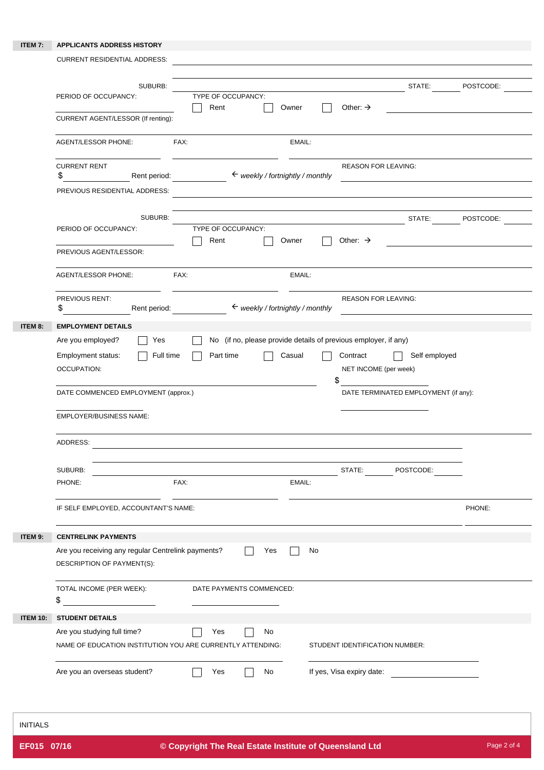## ITEM 7: APPLICANTS ADDRESS HISTORY

CURRENT RESIDENTIAL ADDRESS: ______________________________

SUBURB: ______________________________ STATE: ________ POSTCODE: ________

PERIOD OF OCCUPANCY: ______________________________

TYPE OF OCCUPANCY: ☐ Rent ☐ Owner ☐ Other: → ______________________________

CURRENT AGENT/LESSOR (If renting): ______________________________

AGENT/LESSOR PHONE: ______________ FAX: ______________ EMAIL: ______________

CURRENT RENT $ ______________ Rent period: ______________ ← *weekly / fortnightly / monthly*

REASON FOR LEAVING: ______________________________

PREVIOUS RESIDENTIAL ADDRESS: ______________________________

SUBURB: ______________________________ STATE: ________ POSTCODE: ________

PERIOD OF OCCUPANCY: ______________________________

TYPE OF OCCUPANCY: ☐ Rent ☐ Owner ☐ Other: → ______________________________

PREVIOUS AGENT/LESSOR: ______________________________

AGENT/LESSOR PHONE: ______________ FAX: ______________ EMAIL: ______________

PREVIOUS RENT: $ ______________ Rent period: ______________ ← *weekly / fortnightly / monthly*

REASON FOR LEAVING: ______________________________

## ITEM 8: EMPLOYMENT DETAILS

Are you employed? ☐ Yes ☐ No (if no, please provide details of previous employer, if any)

Employment status: ☐ Full time ☐ Part time ☐ Casual ☐ Contract ☐ Self employed

OCCUPATION: ______________________________

NET INCOME (per week) $ ______________

DATE COMMENCED EMPLOYMENT (approx.) ______________

DATE TERMINATED EMPLOYMENT (if any): ______________

EMPLOYER/BUSINESS NAME: ______________________________

ADDRESS: ______________________________

SUBURB: ______________________________ STATE: ________ POSTCODE: ________

PHONE: ______________ FAX: ______________ EMAIL: ______________

IF SELF EMPLOYED, ACCOUNTANT'S NAME: ______________________________ PHONE: ______________

## ITEM 9: CENTRELINK PAYMENTS

Are you receiving any regular Centrelink payments? ☐ Yes ☐ No

DESCRIPTION OF PAYMENT(S): ______________________________

TOTAL INCOME (PER WEEK): $ ______________

DATE PAYMENTS COMMENCED: ______________

## ITEM 10: STUDENT DETAILS

Are you studying full time? ☐ Yes ☐ No

NAME OF EDUCATION INSTITUTION YOU ARE CURRENTLY ATTENDING: ______________________________

STUDENT IDENTIFICATION NUMBER: ______________________________

Are you an overseas student? ☐ Yes ☐ No If yes, Visa expiry date: ______________

INITIALS

EF015 07/16 **© Copyright The Real Estate Institute of Queensland Ltd**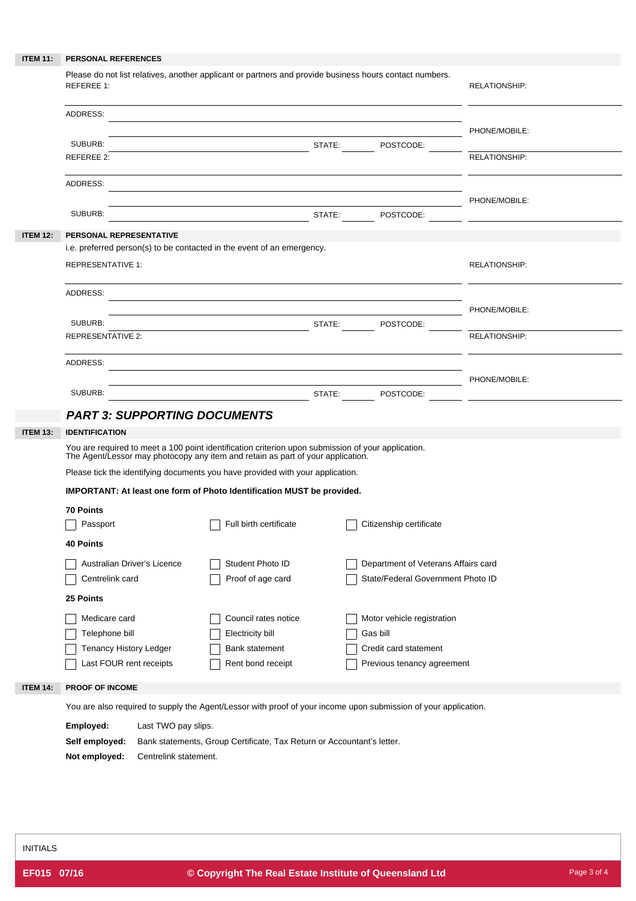**ITEM 11: PERSONAL REFERENCES**

Please do not list relatives, another applicant or partners and provide business hours contact numbers.

REFEREE 1: _______________ RELATIONSHIP: _______________

ADDRESS: _______________

PHONE/MOBILE: _______________

SUBURB: _______________ STATE: _______ POSTCODE: _______

REFEREE 2: _______________ RELATIONSHIP: _______________

ADDRESS: _______________

PHONE/MOBILE: _______________

SUBURB: _______________ STATE: _______ POSTCODE: _______

**ITEM 12: PERSONAL REPRESENTATIVE**

i.e. preferred person(s) to be contacted in the event of an emergency.

REPRESENTATIVE 1: _______________ RELATIONSHIP: _______________

ADDRESS: _______________

PHONE/MOBILE: _______________

SUBURB: _______________ STATE: _______ POSTCODE: _______

REPRESENTATIVE 2: _______________ RELATIONSHIP: _______________

ADDRESS: _______________

PHONE/MOBILE: _______________

SUBURB: _______________ STATE: _______ POSTCODE: _______

## *PART 3: SUPPORTING DOCUMENTS*

**ITEM 13: IDENTIFICATION**

You are required to meet a 100 point identification criterion upon submission of your application.
The Agent/Lessor may photocopy any item and retain as part of your application.

Please tick the identifying documents you have provided with your application.

**IMPORTANT: At least one form of Photo Identification MUST be provided.**

**70 Points**

- ☐ Passport
- ☐ Full birth certificate
- ☐ Citizenship certificate

**40 Points**

- ☐ Australian Driver's Licence
- ☐ Student Photo ID
- ☐ Department of Veterans Affairs card
- ☐ Centrelink card
- ☐ Proof of age card
- ☐ State/Federal Government Photo ID

**25 Points**

- ☐ Medicare card
- ☐ Council rates notice
- ☐ Motor vehicle registration
- ☐ Telephone bill
- ☐ Electricity bill
- ☐ Gas bill
- ☐ Tenancy History Ledger
- ☐ Bank statement
- ☐ Credit card statement
- ☐ Last FOUR rent receipts
- ☐ Rent bond receipt
- ☐ Previous tenancy agreement

**ITEM 14: PROOF OF INCOME**

You are also required to supply the Agent/Lessor with proof of your income upon submission of your application.

**Employed:** Last TWO pay slips.

**Self employed:** Bank statements, Group Certificate, Tax Return or Accountant's letter.

**Not employed:** Centrelink statement.

INITIALS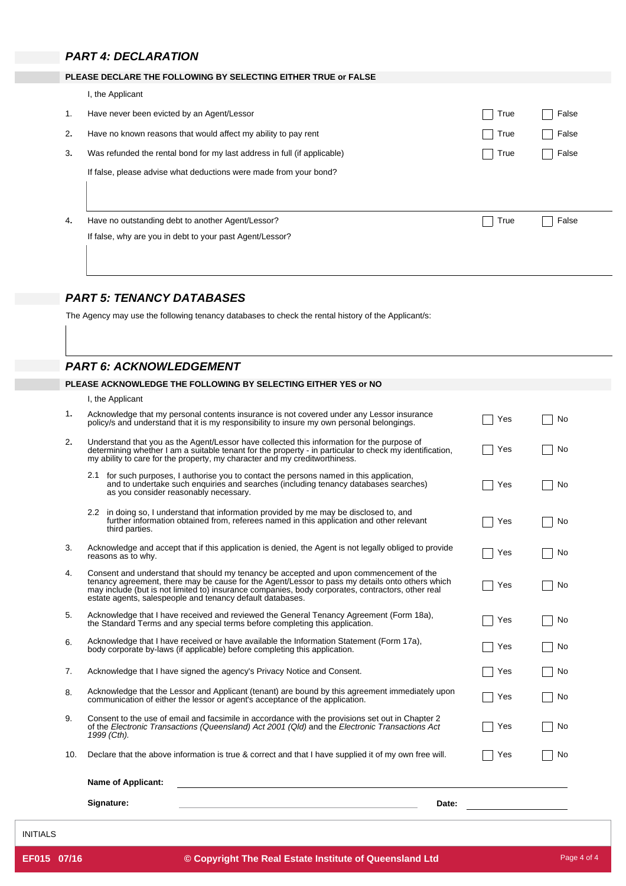## *PART 4: DECLARATION*

**PLEASE DECLARE THE FOLLOWING BY SELECTING EITHER TRUE or FALSE**

I, the Applicant

| | | | |
|---|---|---|---|
| 1. | Have never been evicted by an Agent/Lessor | ☐ True | ☐ False |
| 2. | Have no known reasons that would affect my ability to pay rent | ☐ True | ☐ False |
| 3. | Was refunded the rental bond for my last address in full (if applicable) | ☐ True | ☐ False |

If false, please advise what deductions were made from your bond?

| | | | |
|---|---|---|---|
| 4. | Have no outstanding debt to another Agent/Lessor? | ☐ True | ☐ False |

If false, why are you in debt to your past Agent/Lessor?

## *PART 5: TENANCY DATABASES*

The Agency may use the following tenancy databases to check the rental history of the Applicant/s:

## *PART 6: ACKNOWLEDGEMENT*

**PLEASE ACKNOWLEDGE THE FOLLOWING BY SELECTING EITHER YES or NO**

I, the Applicant

| | | | |
|---|---|---|---|
| 1. | Acknowledge that my personal contents insurance is not covered under any Lessor insurance policy/s and understand that it is my responsibility to insure my own personal belongings. | ☐ Yes | ☐ No |
| 2. | Understand that you as the Agent/Lessor have collected this information for the purpose of determining whether I am a suitable tenant for the property - in particular to check my identification, my ability to care for the property, my character and my creditworthiness. | ☐ Yes | ☐ No |
| 2.1 | for such purposes, I authorise you to contact the persons named in this application, and to undertake such enquiries and searches (including tenancy databases searches) as you consider reasonably necessary. | ☐ Yes | ☐ No |
| 2.2 | in doing so, I understand that information provided by me may be disclosed to, and further information obtained from, referees named in this application and other relevant third parties. | ☐ Yes | ☐ No |
| 3. | Acknowledge and accept that if this application is denied, the Agent is not legally obliged to provide reasons as to why. | ☐ Yes | ☐ No |
| 4. | Consent and understand that should my tenancy be accepted and upon commencement of the tenancy agreement, there may be cause for the Agent/Lessor to pass my details onto others which may include (but is not limited to) insurance companies, body corporates, contractors, other real estate agents, salespeople and tenancy default databases. | ☐ Yes | ☐ No |
| 5. | Acknowledge that I have received and reviewed the General Tenancy Agreement (Form 18a), the Standard Terms and any special terms before completing this application. | ☐ Yes | ☐ No |
| 6. | Acknowledge that I have received or have available the Information Statement (Form 17a), body corporate by-laws (if applicable) before completing this application. | ☐ Yes | ☐ No |
| 7. | Acknowledge that I have signed the agency's Privacy Notice and Consent. | ☐ Yes | ☐ No |
| 8. | Acknowledge that the Lessor and Applicant (tenant) are bound by this agreement immediately upon communication of either the lessor or agent's acceptance of the application. | ☐ Yes | ☐ No |
| 9. | Consent to the use of email and facsimile in accordance with the provisions set out in Chapter 2 of the *Electronic Transactions (Queensland) Act 2001 (Qld)* and the *Electronic Transactions Act 1999 (Cth).* | ☐ Yes | ☐ No |
| 10. | Declare that the above information is true & correct and that I have supplied it of my own free will. | ☐ Yes | ☐ No |

**Name of Applicant:** ____________________

**Signature:** ____________________ **Date:** ____________

INITIALS

EF015 07/16 © Copyright The Real Estate Institute of Queensland Ltd